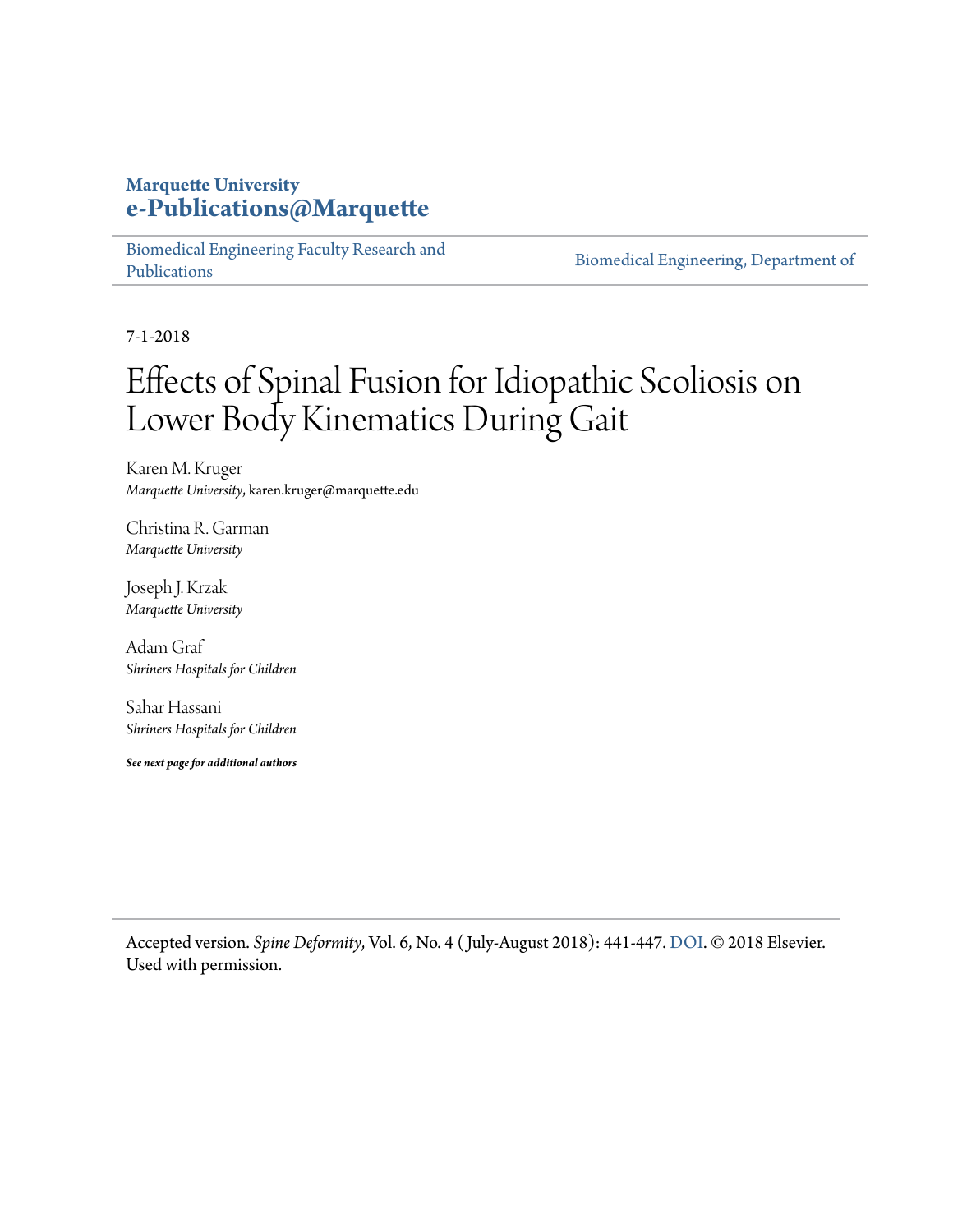**Marquette University**
**e-Publications@Marquette**

Biomedical Engineering Faculty Research and Publications

Biomedical Engineering, Department of

7-1-2018

# Effects of Spinal Fusion for Idiopathic Scoliosis on Lower Body Kinematics During Gait

Karen M. Kruger
*Marquette University*, karen.kruger@marquette.edu

Christina R. Garman
*Marquette University*

Joseph J. Krzak
*Marquette University*

Adam Graf
*Shriners Hospitals for Children*

Sahar Hassani
*Shriners Hospitals for Children*

***See next page for additional authors***

Accepted version. *Spine Deformity*, Vol. 6, No. 4 (July-August 2018): 441-447. DOI. © 2018 Elsevier. Used with permission.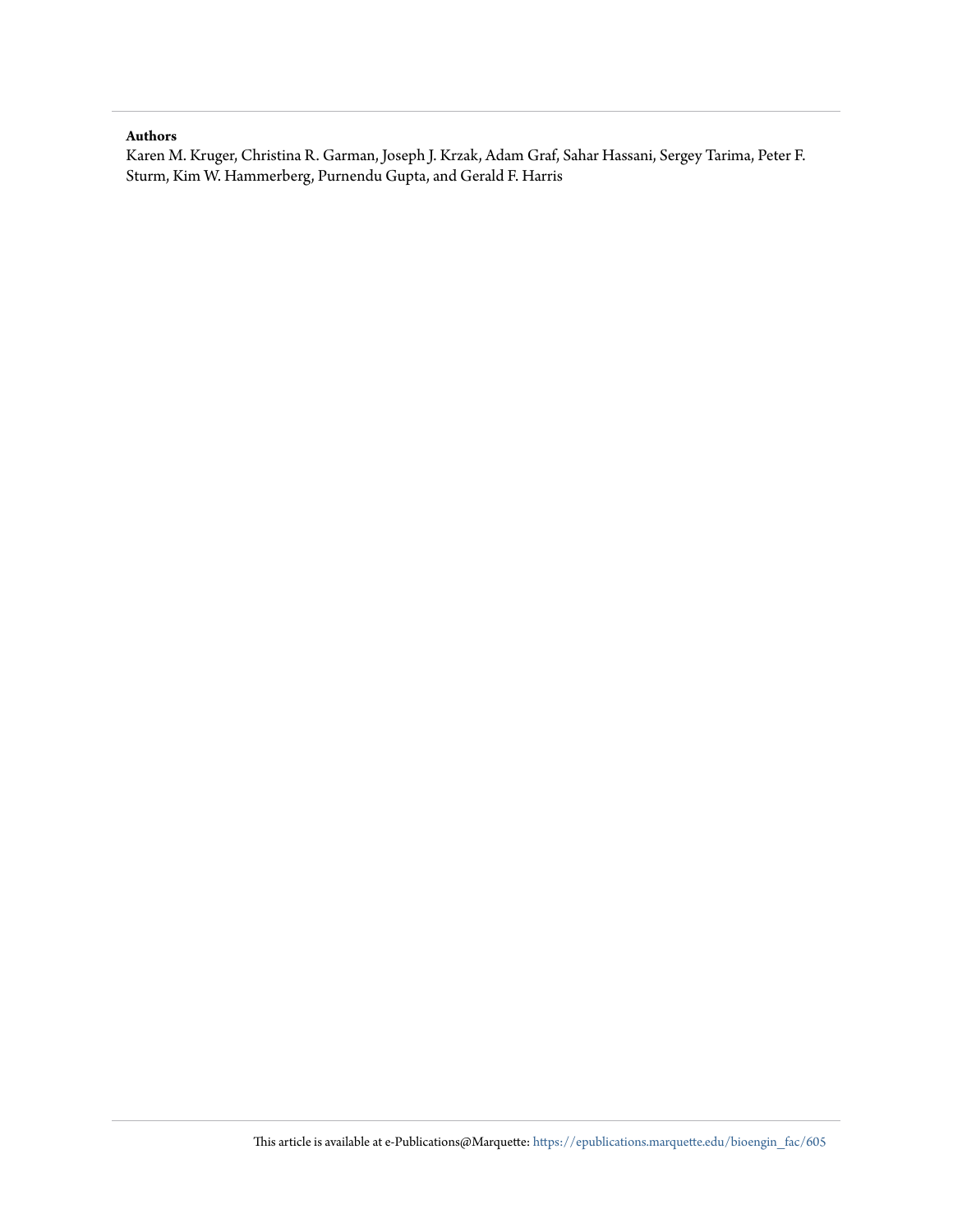**Authors**

Karen M. Kruger, Christina R. Garman, Joseph J. Krzak, Adam Graf, Sahar Hassani, Sergey Tarima, Peter F. Sturm, Kim W. Hammerberg, Purnendu Gupta, and Gerald F. Harris

This article is available at e-Publications@Marquette: https://epublications.marquette.edu/bioengin_fac/605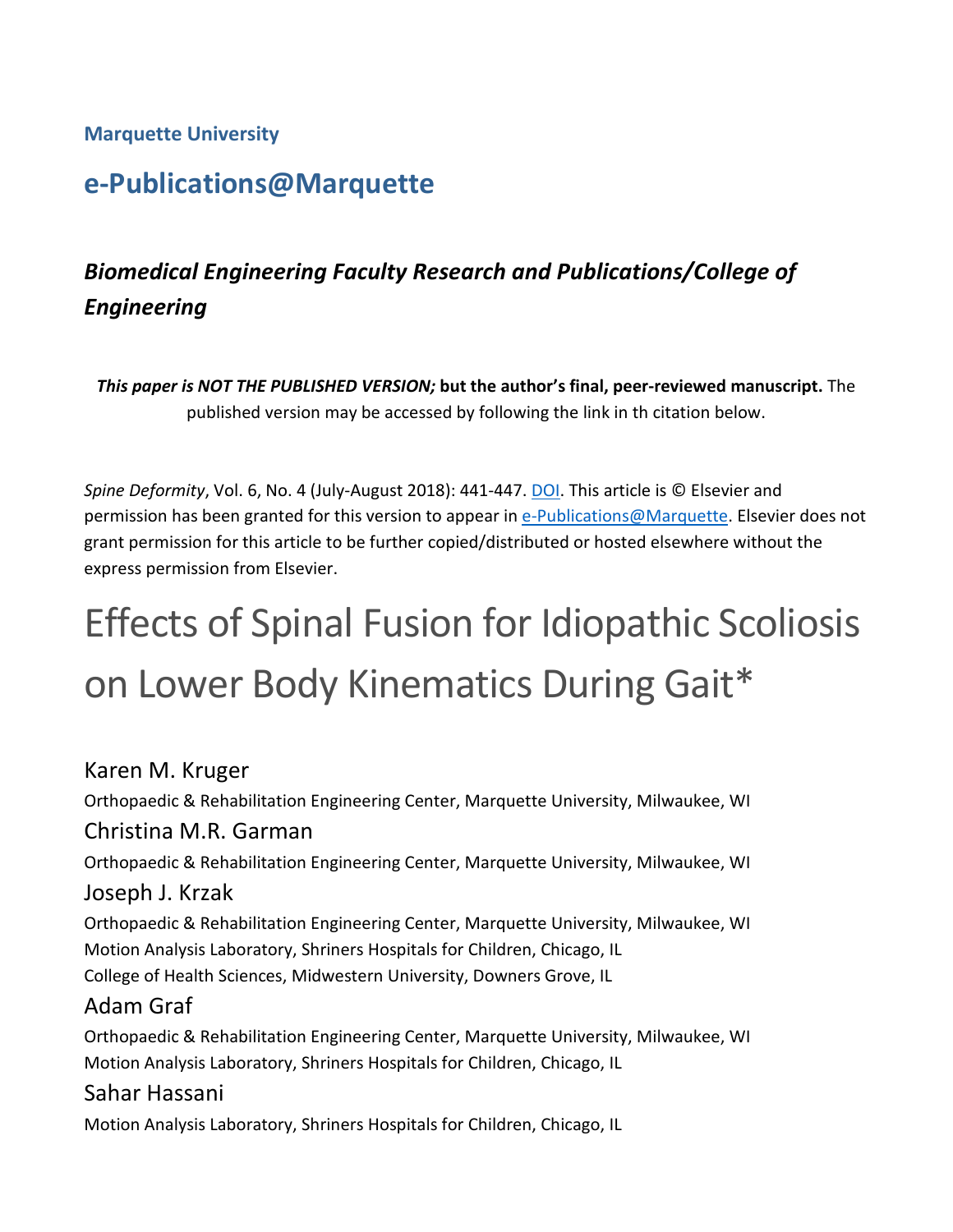**Marquette University**

## e-Publications@Marquette

### *Biomedical Engineering Faculty Research and Publications/College of Engineering*

***This paper is NOT THE PUBLISHED VERSION;* but the author's final, peer-reviewed manuscript.** The published version may be accessed by following the link in th citation below.

*Spine Deformity*, Vol. 6, No. 4 (July-August 2018): 441-447. DOI. This article is © Elsevier and permission has been granted for this version to appear in e-Publications@Marquette. Elsevier does not grant permission for this article to be further copied/distributed or hosted elsewhere without the express permission from Elsevier.

# Effects of Spinal Fusion for Idiopathic Scoliosis on Lower Body Kinematics During Gait*

Karen M. Kruger

Orthopaedic & Rehabilitation Engineering Center, Marquette University, Milwaukee, WI

Christina M.R. Garman

Orthopaedic & Rehabilitation Engineering Center, Marquette University, Milwaukee, WI

Joseph J. Krzak

Orthopaedic & Rehabilitation Engineering Center, Marquette University, Milwaukee, WI
Motion Analysis Laboratory, Shriners Hospitals for Children, Chicago, IL
College of Health Sciences, Midwestern University, Downers Grove, IL

Adam Graf

Orthopaedic & Rehabilitation Engineering Center, Marquette University, Milwaukee, WI
Motion Analysis Laboratory, Shriners Hospitals for Children, Chicago, IL

Sahar Hassani

Motion Analysis Laboratory, Shriners Hospitals for Children, Chicago, IL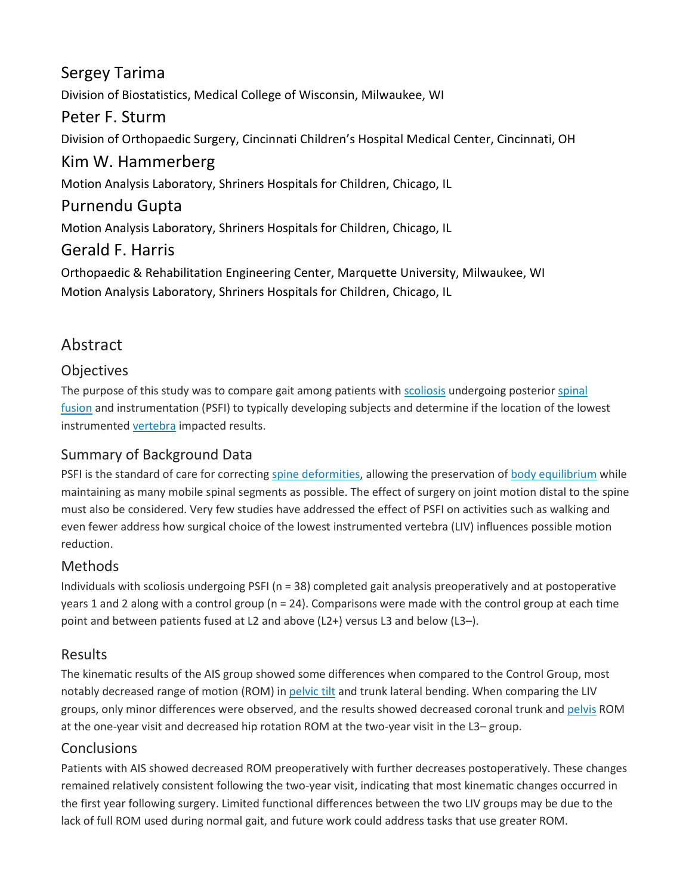## Sergey Tarima

Division of Biostatistics, Medical College of Wisconsin, Milwaukee, WI

## Peter F. Sturm

Division of Orthopaedic Surgery, Cincinnati Children's Hospital Medical Center, Cincinnati, OH

## Kim W. Hammerberg

Motion Analysis Laboratory, Shriners Hospitals for Children, Chicago, IL

## Purnendu Gupta

Motion Analysis Laboratory, Shriners Hospitals for Children, Chicago, IL

## Gerald F. Harris

Orthopaedic & Rehabilitation Engineering Center, Marquette University, Milwaukee, WI

Motion Analysis Laboratory, Shriners Hospitals for Children, Chicago, IL

# Abstract

## Objectives

The purpose of this study was to compare gait among patients with scoliosis undergoing posterior spinal fusion and instrumentation (PSFI) to typically developing subjects and determine if the location of the lowest instrumented vertebra impacted results.

## Summary of Background Data

PSFI is the standard of care for correcting spine deformities, allowing the preservation of body equilibrium while maintaining as many mobile spinal segments as possible. The effect of surgery on joint motion distal to the spine must also be considered. Very few studies have addressed the effect of PSFI on activities such as walking and even fewer address how surgical choice of the lowest instrumented vertebra (LIV) influences possible motion reduction.

## Methods

Individuals with scoliosis undergoing PSFI (n = 38) completed gait analysis preoperatively and at postoperative years 1 and 2 along with a control group (n = 24). Comparisons were made with the control group at each time point and between patients fused at L2 and above (L2+) versus L3 and below (L3–).

## Results

The kinematic results of the AIS group showed some differences when compared to the Control Group, most notably decreased range of motion (ROM) in pelvic tilt and trunk lateral bending. When comparing the LIV groups, only minor differences were observed, and the results showed decreased coronal trunk and pelvis ROM at the one-year visit and decreased hip rotation ROM at the two-year visit in the L3– group.

## Conclusions

Patients with AIS showed decreased ROM preoperatively with further decreases postoperatively. These changes remained relatively consistent following the two-year visit, indicating that most kinematic changes occurred in the first year following surgery. Limited functional differences between the two LIV groups may be due to the lack of full ROM used during normal gait, and future work could address tasks that use greater ROM.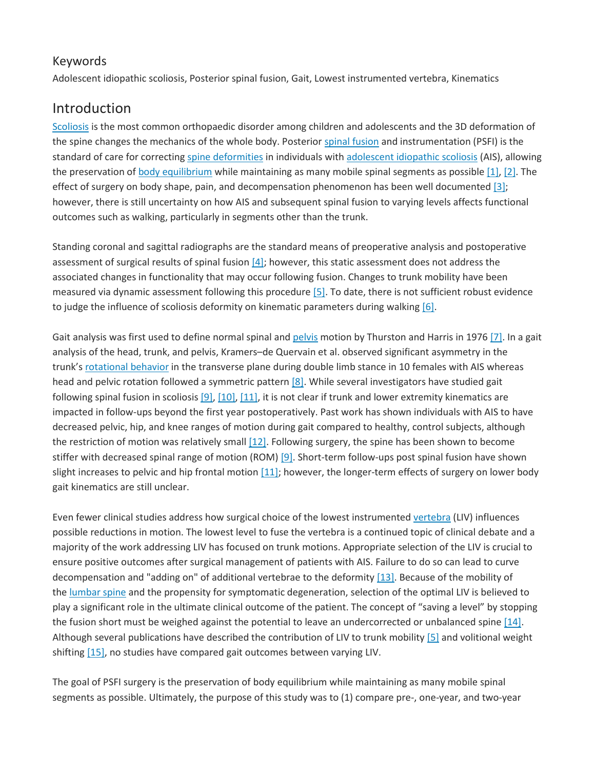## Keywords

Adolescent idiopathic scoliosis, Posterior spinal fusion, Gait, Lowest instrumented vertebra, Kinematics

## Introduction

Scoliosis is the most common orthopaedic disorder among children and adolescents and the 3D deformation of the spine changes the mechanics of the whole body. Posterior spinal fusion and instrumentation (PSFI) is the standard of care for correcting spine deformities in individuals with adolescent idiopathic scoliosis (AIS), allowing the preservation of body equilibrium while maintaining as many mobile spinal segments as possible [1], [2]. The effect of surgery on body shape, pain, and decompensation phenomenon has been well documented [3]; however, there is still uncertainty on how AIS and subsequent spinal fusion to varying levels affects functional outcomes such as walking, particularly in segments other than the trunk.

Standing coronal and sagittal radiographs are the standard means of preoperative analysis and postoperative assessment of surgical results of spinal fusion [4]; however, this static assessment does not address the associated changes in functionality that may occur following fusion. Changes to trunk mobility have been measured via dynamic assessment following this procedure [5]. To date, there is not sufficient robust evidence to judge the influence of scoliosis deformity on kinematic parameters during walking [6].

Gait analysis was first used to define normal spinal and pelvis motion by Thurston and Harris in 1976 [7]. In a gait analysis of the head, trunk, and pelvis, Kramers–de Quervain et al. observed significant asymmetry in the trunk's rotational behavior in the transverse plane during double limb stance in 10 females with AIS whereas head and pelvic rotation followed a symmetric pattern [8]. While several investigators have studied gait following spinal fusion in scoliosis [9], [10], [11], it is not clear if trunk and lower extremity kinematics are impacted in follow-ups beyond the first year postoperatively. Past work has shown individuals with AIS to have decreased pelvic, hip, and knee ranges of motion during gait compared to healthy, control subjects, although the restriction of motion was relatively small [12]. Following surgery, the spine has been shown to become stiffer with decreased spinal range of motion (ROM) [9]. Short-term follow-ups post spinal fusion have shown slight increases to pelvic and hip frontal motion [11]; however, the longer-term effects of surgery on lower body gait kinematics are still unclear.

Even fewer clinical studies address how surgical choice of the lowest instrumented vertebra (LIV) influences possible reductions in motion. The lowest level to fuse the vertebra is a continued topic of clinical debate and a majority of the work addressing LIV has focused on trunk motions. Appropriate selection of the LIV is crucial to ensure positive outcomes after surgical management of patients with AIS. Failure to do so can lead to curve decompensation and "adding on" of additional vertebrae to the deformity [13]. Because of the mobility of the lumbar spine and the propensity for symptomatic degeneration, selection of the optimal LIV is believed to play a significant role in the ultimate clinical outcome of the patient. The concept of "saving a level" by stopping the fusion short must be weighed against the potential to leave an undercorrected or unbalanced spine [14]. Although several publications have described the contribution of LIV to trunk mobility [5] and volitional weight shifting [15], no studies have compared gait outcomes between varying LIV.

The goal of PSFI surgery is the preservation of body equilibrium while maintaining as many mobile spinal segments as possible. Ultimately, the purpose of this study was to (1) compare pre-, one-year, and two-year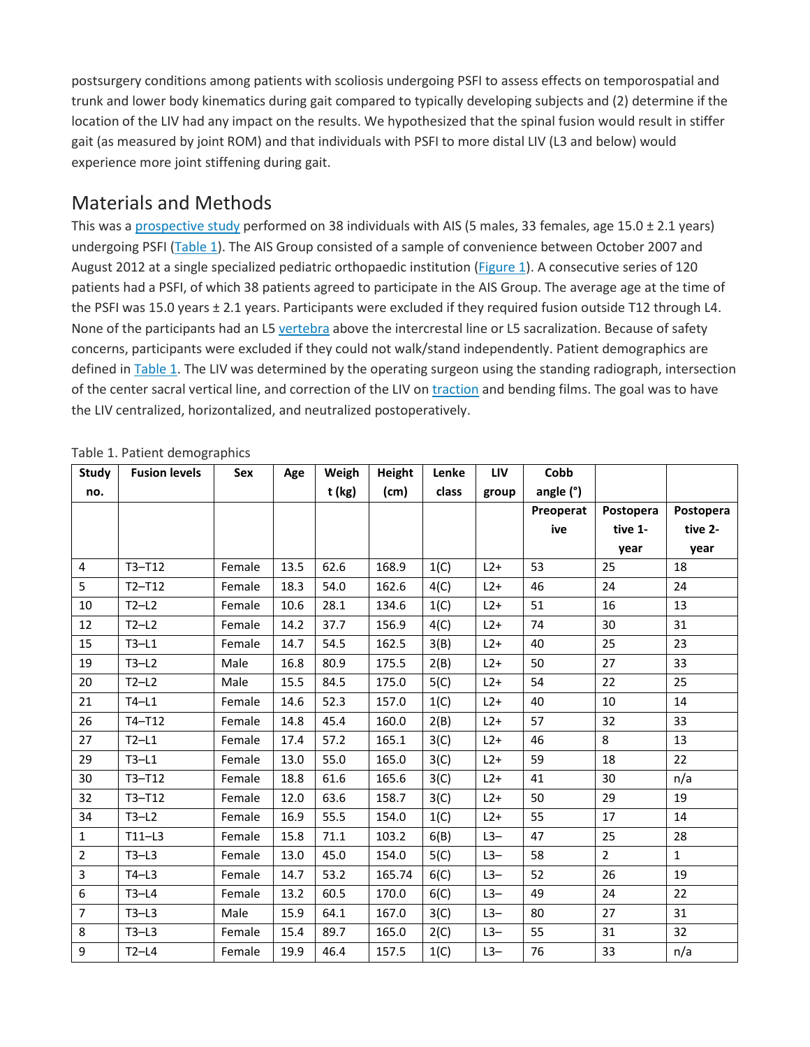postsurgery conditions among patients with scoliosis undergoing PSFI to assess effects on temporospatial and trunk and lower body kinematics during gait compared to typically developing subjects and (2) determine if the location of the LIV had any impact on the results. We hypothesized that the spinal fusion would result in stiffer gait (as measured by joint ROM) and that individuals with PSFI to more distal LIV (L3 and below) would experience more joint stiffening during gait.

## Materials and Methods

This was a prospective study performed on 38 individuals with AIS (5 males, 33 females, age 15.0 ± 2.1 years) undergoing PSFI (Table 1). The AIS Group consisted of a sample of convenience between October 2007 and August 2012 at a single specialized pediatric orthopaedic institution (Figure 1). A consecutive series of 120 patients had a PSFI, of which 38 patients agreed to participate in the AIS Group. The average age at the time of the PSFI was 15.0 years ± 2.1 years. Participants were excluded if they required fusion outside T12 through L4. None of the participants had an L5 vertebra above the intercrestal line or L5 sacralization. Because of safety concerns, participants were excluded if they could not walk/stand independently. Patient demographics are defined in Table 1. The LIV was determined by the operating surgeon using the standing radiograph, intersection of the center sacral vertical line, and correction of the LIV on traction and bending films. The goal was to have the LIV centralized, horizontalized, and neutralized postoperatively.

Table 1. Patient demographics

| Study no. | Fusion levels | Sex | Age | Weight (kg) | Height (cm) | Lenke class | LIV group | Cobb angle (°) | | |
|---|---|---|---|---|---|---|---|---|---|---|
| | | | | | | | | Preoperative | Postoperative 1-year | Postoperative 2-year |
| 4 | T3–T12 | Female | 13.5 | 62.6 | 168.9 | 1(C) | L2+ | 53 | 25 | 18 |
| 5 | T2–T12 | Female | 18.3 | 54.0 | 162.6 | 4(C) | L2+ | 46 | 24 | 24 |
| 10 | T2–L2 | Female | 10.6 | 28.1 | 134.6 | 1(C) | L2+ | 51 | 16 | 13 |
| 12 | T2–L2 | Female | 14.2 | 37.7 | 156.9 | 4(C) | L2+ | 74 | 30 | 31 |
| 15 | T3–L1 | Female | 14.7 | 54.5 | 162.5 | 3(B) | L2+ | 40 | 25 | 23 |
| 19 | T3–L2 | Male | 16.8 | 80.9 | 175.5 | 2(B) | L2+ | 50 | 27 | 33 |
| 20 | T2–L2 | Male | 15.5 | 84.5 | 175.0 | 5(C) | L2+ | 54 | 22 | 25 |
| 21 | T4–L1 | Female | 14.6 | 52.3 | 157.0 | 1(C) | L2+ | 40 | 10 | 14 |
| 26 | T4–T12 | Female | 14.8 | 45.4 | 160.0 | 2(B) | L2+ | 57 | 32 | 33 |
| 27 | T2–L1 | Female | 17.4 | 57.2 | 165.1 | 3(C) | L2+ | 46 | 8 | 13 |
| 29 | T3–L1 | Female | 13.0 | 55.0 | 165.0 | 3(C) | L2+ | 59 | 18 | 22 |
| 30 | T3–T12 | Female | 18.8 | 61.6 | 165.6 | 3(C) | L2+ | 41 | 30 | n/a |
| 32 | T3–T12 | Female | 12.0 | 63.6 | 158.7 | 3(C) | L2+ | 50 | 29 | 19 |
| 34 | T3–L2 | Female | 16.9 | 55.5 | 154.0 | 1(C) | L2+ | 55 | 17 | 14 |
| 1 | T11–L3 | Female | 15.8 | 71.1 | 103.2 | 6(B) | L3– | 47 | 25 | 28 |
| 2 | T3–L3 | Female | 13.0 | 45.0 | 154.0 | 5(C) | L3– | 58 | 2 | 1 |
| 3 | T4–L3 | Female | 14.7 | 53.2 | 165.74 | 6(C) | L3– | 52 | 26 | 19 |
| 6 | T3–L4 | Female | 13.2 | 60.5 | 170.0 | 6(C) | L3– | 49 | 24 | 22 |
| 7 | T3–L3 | Male | 15.9 | 64.1 | 167.0 | 3(C) | L3– | 80 | 27 | 31 |
| 8 | T3–L3 | Female | 15.4 | 89.7 | 165.0 | 2(C) | L3– | 55 | 31 | 32 |
| 9 | T2–L4 | Female | 19.9 | 46.4 | 157.5 | 1(C) | L3– | 76 | 33 | n/a |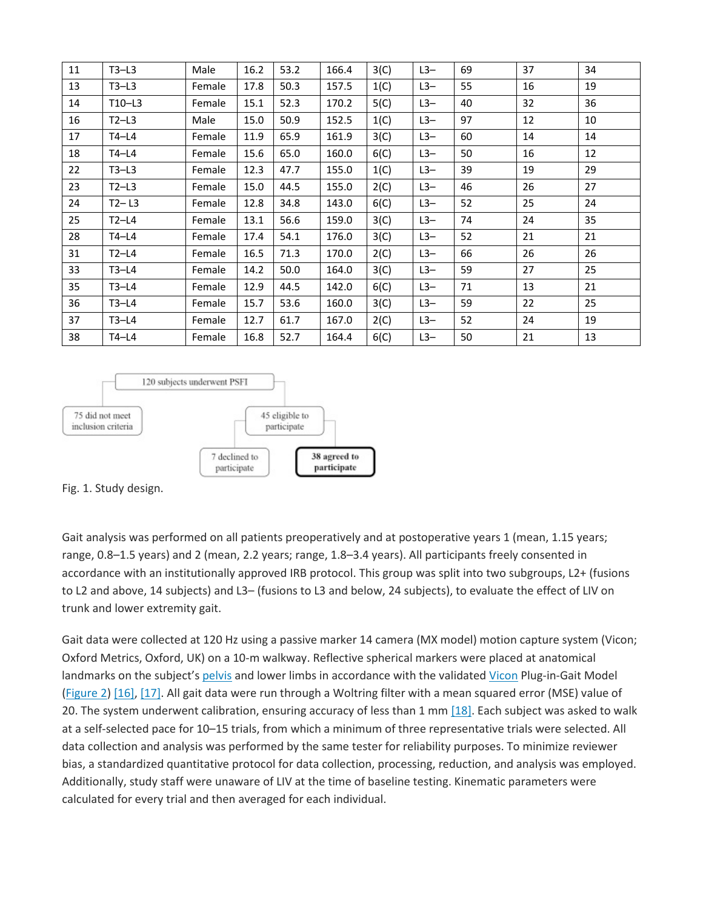| | | | | | | | | | | |
|---|---|---|---|---|---|---|---|---|---|---|
| 11 | T3–L3 | Male | 16.2 | 53.2 | 166.4 | 3(C) | L3– | 69 | 37 | 34 |
| 13 | T3–L3 | Female | 17.8 | 50.3 | 157.5 | 1(C) | L3– | 55 | 16 | 19 |
| 14 | T10–L3 | Female | 15.1 | 52.3 | 170.2 | 5(C) | L3– | 40 | 32 | 36 |
| 16 | T2–L3 | Male | 15.0 | 50.9 | 152.5 | 1(C) | L3– | 97 | 12 | 10 |
| 17 | T4–L4 | Female | 11.9 | 65.9 | 161.9 | 3(C) | L3– | 60 | 14 | 14 |
| 18 | T4–L4 | Female | 15.6 | 65.0 | 160.0 | 6(C) | L3– | 50 | 16 | 12 |
| 22 | T3–L3 | Female | 12.3 | 47.7 | 155.0 | 1(C) | L3– | 39 | 19 | 29 |
| 23 | T2–L3 | Female | 15.0 | 44.5 | 155.0 | 2(C) | L3– | 46 | 26 | 27 |
| 24 | T2– L3 | Female | 12.8 | 34.8 | 143.0 | 6(C) | L3– | 52 | 25 | 24 |
| 25 | T2–L4 | Female | 13.1 | 56.6 | 159.0 | 3(C) | L3– | 74 | 24 | 35 |
| 28 | T4–L4 | Female | 17.4 | 54.1 | 176.0 | 3(C) | L3– | 52 | 21 | 21 |
| 31 | T2–L4 | Female | 16.5 | 71.3 | 170.0 | 2(C) | L3– | 66 | 26 | 26 |
| 33 | T3–L4 | Female | 14.2 | 50.0 | 164.0 | 3(C) | L3– | 59 | 27 | 25 |
| 35 | T3–L4 | Female | 12.9 | 44.5 | 142.0 | 6(C) | L3– | 71 | 13 | 21 |
| 36 | T3–L4 | Female | 15.7 | 53.6 | 160.0 | 3(C) | L3– | 59 | 22 | 25 |
| 37 | T3–L4 | Female | 12.7 | 61.7 | 167.0 | 2(C) | L3– | 52 | 24 | 19 |
| 38 | T4–L4 | Female | 16.8 | 52.7 | 164.4 | 6(C) | L3– | 50 | 21 | 13 |

120 subjects underwent PSFI

75 did not meet inclusion criteria

45 eligible to participate

7 declined to participate

**38 agreed to participate**

Fig. 1. Study design.

Gait analysis was performed on all patients preoperatively and at postoperative years 1 (mean, 1.15 years; range, 0.8–1.5 years) and 2 (mean, 2.2 years; range, 1.8–3.4 years). All participants freely consented in accordance with an institutionally approved IRB protocol. This group was split into two subgroups, L2+ (fusions to L2 and above, 14 subjects) and L3– (fusions to L3 and below, 24 subjects), to evaluate the effect of LIV on trunk and lower extremity gait.

Gait data were collected at 120 Hz using a passive marker 14 camera (MX model) motion capture system (Vicon; Oxford Metrics, Oxford, UK) on a 10-m walkway. Reflective spherical markers were placed at anatomical landmarks on the subject's pelvis and lower limbs in accordance with the validated Vicon Plug-in-Gait Model (Figure 2) [16], [17]. All gait data were run through a Woltring filter with a mean squared error (MSE) value of 20. The system underwent calibration, ensuring accuracy of less than 1 mm [18]. Each subject was asked to walk at a self-selected pace for 10–15 trials, from which a minimum of three representative trials were selected. All data collection and analysis was performed by the same tester for reliability purposes. To minimize reviewer bias, a standardized quantitative protocol for data collection, processing, reduction, and analysis was employed. Additionally, study staff were unaware of LIV at the time of baseline testing. Kinematic parameters were calculated for every trial and then averaged for each individual.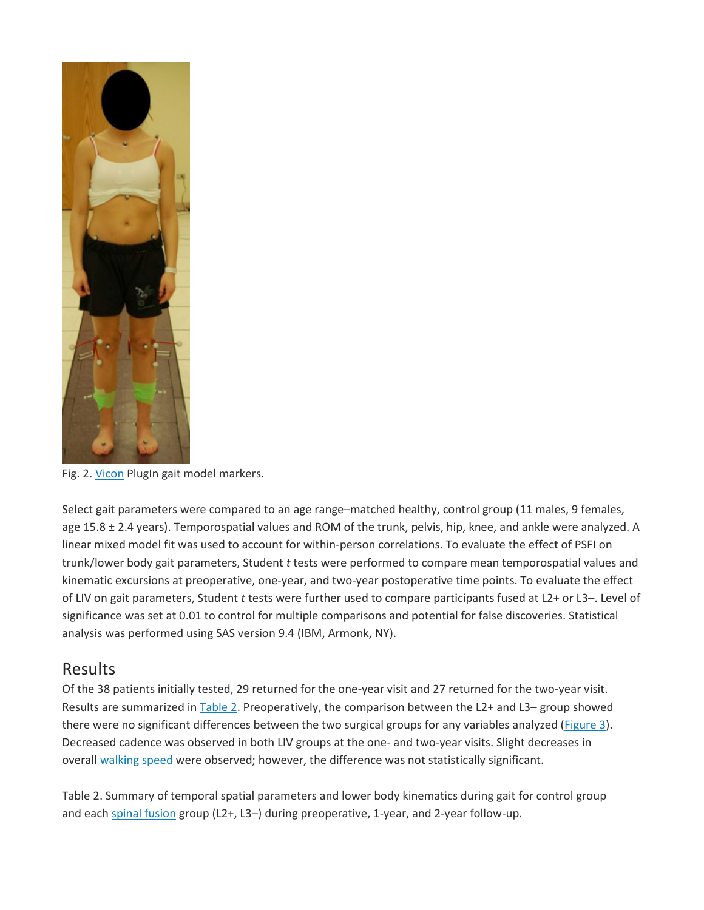Fig. 2. Vicon PlugIn gait model markers.

Select gait parameters were compared to an age range–matched healthy, control group (11 males, 9 females, age 15.8 ± 2.4 years). Temporospatial values and ROM of the trunk, pelvis, hip, knee, and ankle were analyzed. A linear mixed model fit was used to account for within-person correlations. To evaluate the effect of PSFI on trunk/lower body gait parameters, Student *t* tests were performed to compare mean temporospatial values and kinematic excursions at preoperative, one-year, and two-year postoperative time points. To evaluate the effect of LIV on gait parameters, Student *t* tests were further used to compare participants fused at L2+ or L3–. Level of significance was set at 0.01 to control for multiple comparisons and potential for false discoveries. Statistical analysis was performed using SAS version 9.4 (IBM, Armonk, NY).

## Results

Of the 38 patients initially tested, 29 returned for the one-year visit and 27 returned for the two-year visit. Results are summarized in Table 2. Preoperatively, the comparison between the L2+ and L3– group showed there were no significant differences between the two surgical groups for any variables analyzed (Figure 3). Decreased cadence was observed in both LIV groups at the one- and two-year visits. Slight decreases in overall walking speed were observed; however, the difference was not statistically significant.

Table 2. Summary of temporal spatial parameters and lower body kinematics during gait for control group and each spinal fusion group (L2+, L3–) during preoperative, 1-year, and 2-year follow-up.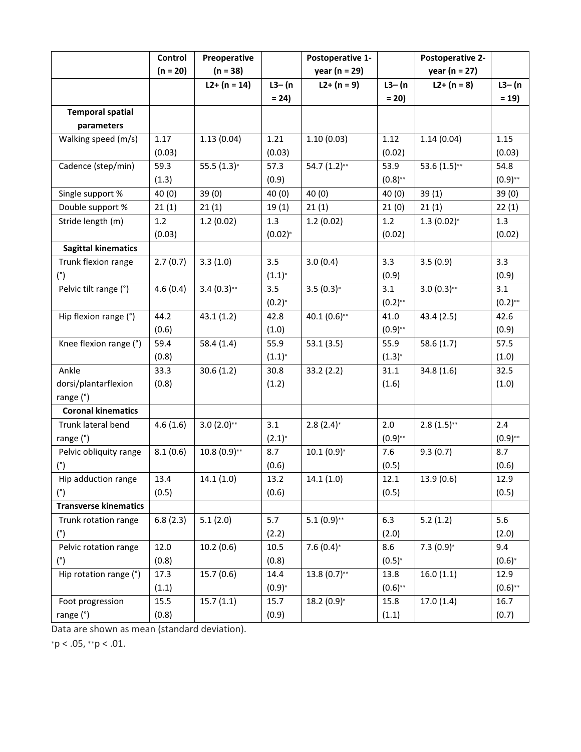| | Control (n = 20) | Preoperative (n = 38) | | Postoperative 1-year (n = 29) | | Postoperative 2-year (n = 27) | |
|---|---|---|---|---|---|---|---|
| | | L2+ (n = 14) | L3– (n = 24) | L2+ (n = 9) | L3– (n = 20) | L2+ (n = 8) | L3– (n = 19) |
| **Temporal spatial parameters** | | | | | | | |
| Walking speed (m/s) | 1.17 (0.03) | 1.13 (0.04) | 1.21 (0.03) | 1.10 (0.03) | 1.12 (0.02) | 1.14 (0.04) | 1.15 (0.03) |
| Cadence (step/min) | 59.3 (1.3) | 55.5 (1.3)* | 57.3 (0.9) | 54.7 (1.2)** | 53.9 (0.8)** | 53.6 (1.5)** | 54.8 (0.9)** |
| Single support % | 40 (0) | 39 (0) | 40 (0) | 40 (0) | 40 (0) | 39 (1) | 39 (0) |
| Double support % | 21 (1) | 21 (1) | 19 (1) | 21 (1) | 21 (0) | 21 (1) | 22 (1) |
| Stride length (m) | 1.2 (0.03) | 1.2 (0.02) | 1.3 (0.02)* | 1.2 (0.02) | 1.2 (0.02) | 1.3 (0.02)* | 1.3 (0.02) |
| **Sagittal kinematics** | | | | | | | |
| Trunk flexion range (°) | 2.7 (0.7) | 3.3 (1.0) | 3.5 (1.1)* | 3.0 (0.4) | 3.3 (0.9) | 3.5 (0.9) | 3.3 (0.9) |
| Pelvic tilt range (°) | 4.6 (0.4) | 3.4 (0.3)** | 3.5 (0.2)* | 3.5 (0.3)* | 3.1 (0.2)** | 3.0 (0.3)** | 3.1 (0.2)** |
| Hip flexion range (°) | 44.2 (0.6) | 43.1 (1.2) | 42.8 (1.0) | 40.1 (0.6)** | 41.0 (0.9)** | 43.4 (2.5) | 42.6 (0.9) |
| Knee flexion range (°) | 59.4 (0.8) | 58.4 (1.4) | 55.9 (1.1)* | 53.1 (3.5) | 55.9 (1.3)* | 58.6 (1.7) | 57.5 (1.0) |
| Ankle dorsi/plantarflexion range (°) | 33.3 (0.8) | 30.6 (1.2) | 30.8 (1.2) | 33.2 (2.2) | 31.1 (1.6) | 34.8 (1.6) | 32.5 (1.0) |
| **Coronal kinematics** | | | | | | | |
| Trunk lateral bend range (°) | 4.6 (1.6) | 3.0 (2.0)** | 3.1 (2.1)* | 2.8 (2.4)* | 2.0 (0.9)** | 2.8 (1.5)** | 2.4 (0.9)** |
| Pelvic obliquity range (°) | 8.1 (0.6) | 10.8 (0.9)** | 8.7 (0.6) | 10.1 (0.9)* | 7.6 (0.5) | 9.3 (0.7) | 8.7 (0.6) |
| Hip adduction range (°) | 13.4 (0.5) | 14.1 (1.0) | 13.2 (0.6) | 14.1 (1.0) | 12.1 (0.5) | 13.9 (0.6) | 12.9 (0.5) |
| **Transverse kinematics** | | | | | | | |
| Trunk rotation range (°) | 6.8 (2.3) | 5.1 (2.0) | 5.7 (2.2) | 5.1 (0.9)** | 6.3 (2.0) | 5.2 (1.2) | 5.6 (2.0) |
| Pelvic rotation range (°) | 12.0 (0.8) | 10.2 (0.6) | 10.5 (0.8) | 7.6 (0.4)* | 8.6 (0.5)* | 7.3 (0.9)* | 9.4 (0.6)* |
| Hip rotation range (°) | 17.3 (1.1) | 15.7 (0.6) | 14.4 (0.9)* | 13.8 (0.7)** | 13.8 (0.6)** | 16.0 (1.1) | 12.9 (0.6)** |
| Foot progression range (°) | 15.5 (0.8) | 15.7 (1.1) | 15.7 (0.9) | 18.2 (0.9)* | 15.8 (1.1) | 17.0 (1.4) | 16.7 (0.7) |

Data are shown as mean (standard deviation).

*$p < .05$, **$p < .01$.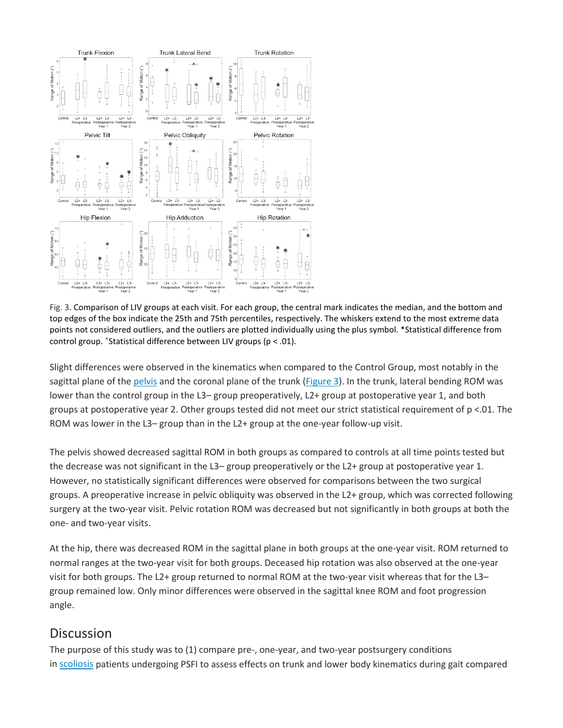Fig. 3. Comparison of LIV groups at each visit. For each group, the central mark indicates the median, and the bottom and top edges of the box indicate the 25th and 75th percentiles, respectively. The whiskers extend to the most extreme data points not considered outliers, and the outliers are plotted individually using the plus symbol. *Statistical difference from control group. ^Statistical difference between LIV groups ($p < .01$).

Slight differences were observed in the kinematics when compared to the Control Group, most notably in the sagittal plane of the pelvis and the coronal plane of the trunk (Figure 3). In the trunk, lateral bending ROM was lower than the control group in the L3– group preoperatively, L2+ group at postoperative year 1, and both groups at postoperative year 2. Other groups tested did not meet our strict statistical requirement of $p < .01$. The ROM was lower in the L3– group than in the L2+ group at the one-year follow-up visit.

The pelvis showed decreased sagittal ROM in both groups as compared to controls at all time points tested but the decrease was not significant in the L3– group preoperatively or the L2+ group at postoperative year 1. However, no statistically significant differences were observed for comparisons between the two surgical groups. A preoperative increase in pelvic obliquity was observed in the L2+ group, which was corrected following surgery at the two-year visit. Pelvic rotation ROM was decreased but not significantly in both groups at both the one- and two-year visits.

At the hip, there was decreased ROM in the sagittal plane in both groups at the one-year visit. ROM returned to normal ranges at the two-year visit for both groups. Deceased hip rotation was also observed at the one-year visit for both groups. The L2+ group returned to normal ROM at the two-year visit whereas that for the L3– group remained low. Only minor differences were observed in the sagittal knee ROM and foot progression angle.

## Discussion

The purpose of this study was to (1) compare pre-, one-year, and two-year postsurgery conditions in scoliosis patients undergoing PSFI to assess effects on trunk and lower body kinematics during gait compared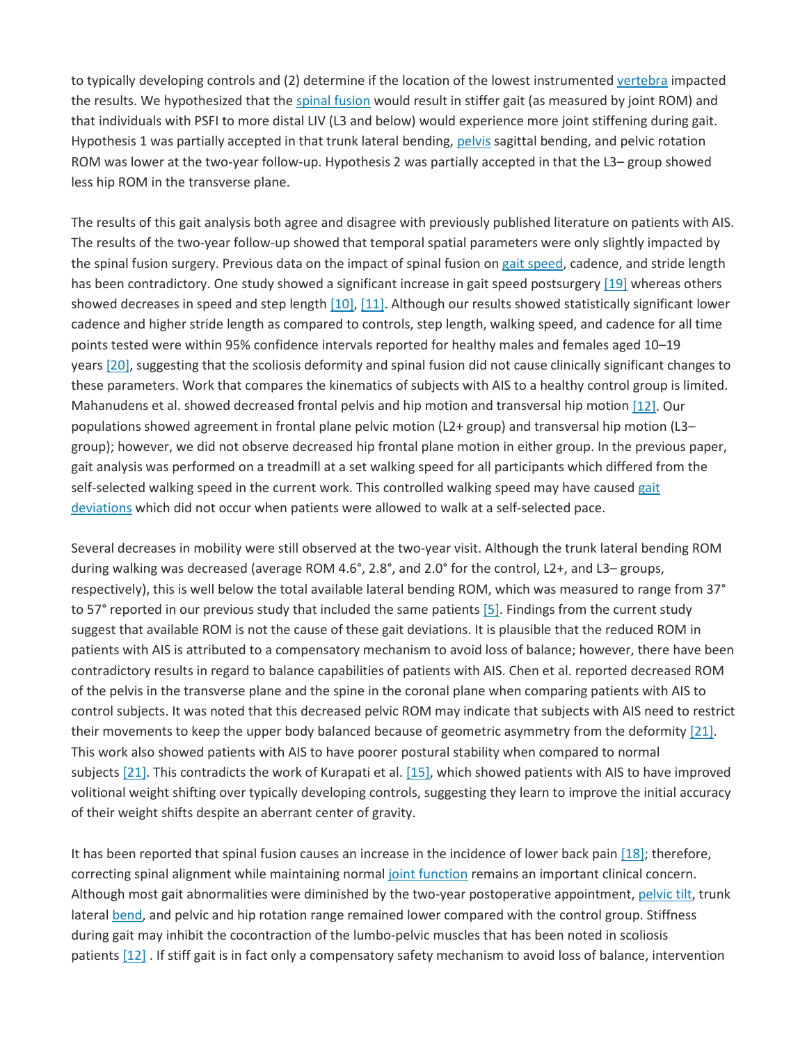to typically developing controls and (2) determine if the location of the lowest instrumented vertebra impacted the results. We hypothesized that the spinal fusion would result in stiffer gait (as measured by joint ROM) and that individuals with PSFI to more distal LIV (L3 and below) would experience more joint stiffening during gait. Hypothesis 1 was partially accepted in that trunk lateral bending, pelvis sagittal bending, and pelvic rotation ROM was lower at the two-year follow-up. Hypothesis 2 was partially accepted in that the L3– group showed less hip ROM in the transverse plane.

The results of this gait analysis both agree and disagree with previously published literature on patients with AIS. The results of the two-year follow-up showed that temporal spatial parameters were only slightly impacted by the spinal fusion surgery. Previous data on the impact of spinal fusion on gait speed, cadence, and stride length has been contradictory. One study showed a significant increase in gait speed postsurgery [19] whereas others showed decreases in speed and step length [10], [11]. Although our results showed statistically significant lower cadence and higher stride length as compared to controls, step length, walking speed, and cadence for all time points tested were within 95% confidence intervals reported for healthy males and females aged 10–19 years [20], suggesting that the scoliosis deformity and spinal fusion did not cause clinically significant changes to these parameters. Work that compares the kinematics of subjects with AIS to a healthy control group is limited. Mahanudens et al. showed decreased frontal pelvis and hip motion and transversal hip motion [12]. Our populations showed agreement in frontal plane pelvic motion (L2+ group) and transversal hip motion (L3– group); however, we did not observe decreased hip frontal plane motion in either group. In the previous paper, gait analysis was performed on a treadmill at a set walking speed for all participants which differed from the self-selected walking speed in the current work. This controlled walking speed may have caused gait deviations which did not occur when patients were allowed to walk at a self-selected pace.

Several decreases in mobility were still observed at the two-year visit. Although the trunk lateral bending ROM during walking was decreased (average ROM 4.6°, 2.8°, and 2.0° for the control, L2+, and L3– groups, respectively), this is well below the total available lateral bending ROM, which was measured to range from 37° to 57° reported in our previous study that included the same patients [5]. Findings from the current study suggest that available ROM is not the cause of these gait deviations. It is plausible that the reduced ROM in patients with AIS is attributed to a compensatory mechanism to avoid loss of balance; however, there have been contradictory results in regard to balance capabilities of patients with AIS. Chen et al. reported decreased ROM of the pelvis in the transverse plane and the spine in the coronal plane when comparing patients with AIS to control subjects. It was noted that this decreased pelvic ROM may indicate that subjects with AIS need to restrict their movements to keep the upper body balanced because of geometric asymmetry from the deformity [21]. This work also showed patients with AIS to have poorer postural stability when compared to normal subjects [21]. This contradicts the work of Kurapati et al. [15], which showed patients with AIS to have improved volitional weight shifting over typically developing controls, suggesting they learn to improve the initial accuracy of their weight shifts despite an aberrant center of gravity.

It has been reported that spinal fusion causes an increase in the incidence of lower back pain [18]; therefore, correcting spinal alignment while maintaining normal joint function remains an important clinical concern. Although most gait abnormalities were diminished by the two-year postoperative appointment, pelvic tilt, trunk lateral bend, and pelvic and hip rotation range remained lower compared with the control group. Stiffness during gait may inhibit the cocontraction of the lumbo-pelvic muscles that has been noted in scoliosis patients [12] . If stiff gait is in fact only a compensatory safety mechanism to avoid loss of balance, intervention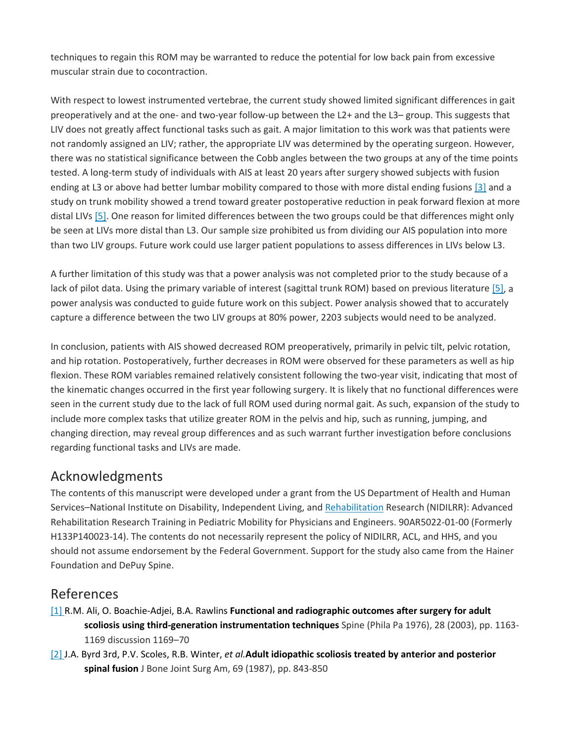techniques to regain this ROM may be warranted to reduce the potential for low back pain from excessive muscular strain due to cocontraction.

With respect to lowest instrumented vertebrae, the current study showed limited significant differences in gait preoperatively and at the one- and two-year follow-up between the L2+ and the L3– group. This suggests that LIV does not greatly affect functional tasks such as gait. A major limitation to this work was that patients were not randomly assigned an LIV; rather, the appropriate LIV was determined by the operating surgeon. However, there was no statistical significance between the Cobb angles between the two groups at any of the time points tested. A long-term study of individuals with AIS at least 20 years after surgery showed subjects with fusion ending at L3 or above had better lumbar mobility compared to those with more distal ending fusions [3] and a study on trunk mobility showed a trend toward greater postoperative reduction in peak forward flexion at more distal LIVs [5]. One reason for limited differences between the two groups could be that differences might only be seen at LIVs more distal than L3. Our sample size prohibited us from dividing our AIS population into more than two LIV groups. Future work could use larger patient populations to assess differences in LIVs below L3.

A further limitation of this study was that a power analysis was not completed prior to the study because of a lack of pilot data. Using the primary variable of interest (sagittal trunk ROM) based on previous literature [5], a power analysis was conducted to guide future work on this subject. Power analysis showed that to accurately capture a difference between the two LIV groups at 80% power, 2203 subjects would need to be analyzed.

In conclusion, patients with AIS showed decreased ROM preoperatively, primarily in pelvic tilt, pelvic rotation, and hip rotation. Postoperatively, further decreases in ROM were observed for these parameters as well as hip flexion. These ROM variables remained relatively consistent following the two-year visit, indicating that most of the kinematic changes occurred in the first year following surgery. It is likely that no functional differences were seen in the current study due to the lack of full ROM used during normal gait. As such, expansion of the study to include more complex tasks that utilize greater ROM in the pelvis and hip, such as running, jumping, and changing direction, may reveal group differences and as such warrant further investigation before conclusions regarding functional tasks and LIVs are made.

## Acknowledgments

The contents of this manuscript were developed under a grant from the US Department of Health and Human Services–National Institute on Disability, Independent Living, and Rehabilitation Research (NIDILRR): Advanced Rehabilitation Research Training in Pediatric Mobility for Physicians and Engineers. 90AR5022-01-00 (Formerly H133P140023-14). The contents do not necessarily represent the policy of NIDILRR, ACL, and HHS, and you should not assume endorsement by the Federal Government. Support for the study also came from the Hainer Foundation and DePuy Spine.

## References

[1] R.M. Ali, O. Boachie-Adjei, B.A. Rawlins **Functional and radiographic outcomes after surgery for adult scoliosis using third-generation instrumentation techniques** Spine (Phila Pa 1976), 28 (2003), pp. 1163-1169 discussion 1169–70

[2] J.A. Byrd 3rd, P.V. Scoles, R.B. Winter, *et al.* **Adult idiopathic scoliosis treated by anterior and posterior spinal fusion** J Bone Joint Surg Am, 69 (1987), pp. 843-850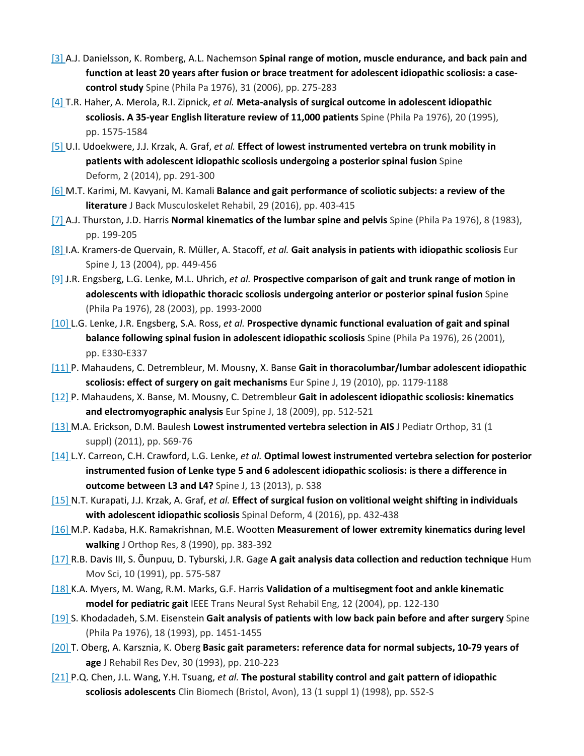[3] A.J. Danielsson, K. Romberg, A.L. Nachemson **Spinal range of motion, muscle endurance, and back pain and function at least 20 years after fusion or brace treatment for adolescent idiopathic scoliosis: a case-control study** Spine (Phila Pa 1976), 31 (2006), pp. 275-283

[4] T.R. Haher, A. Merola, R.I. Zipnick, *et al.* **Meta-analysis of surgical outcome in adolescent idiopathic scoliosis. A 35-year English literature review of 11,000 patients** Spine (Phila Pa 1976), 20 (1995), pp. 1575-1584

[5] U.I. Udoekwere, J.J. Krzak, A. Graf, *et al.* **Effect of lowest instrumented vertebra on trunk mobility in patients with adolescent idiopathic scoliosis undergoing a posterior spinal fusion** Spine Deform, 2 (2014), pp. 291-300

[6] M.T. Karimi, M. Kavyani, M. Kamali **Balance and gait performance of scoliotic subjects: a review of the literature** J Back Musculoskelet Rehabil, 29 (2016), pp. 403-415

[7] A.J. Thurston, J.D. Harris **Normal kinematics of the lumbar spine and pelvis** Spine (Phila Pa 1976), 8 (1983), pp. 199-205

[8] I.A. Kramers-de Quervain, R. Müller, A. Stacoff, *et al.* **Gait analysis in patients with idiopathic scoliosis** Eur Spine J, 13 (2004), pp. 449-456

[9] J.R. Engsberg, L.G. Lenke, M.L. Uhrich, *et al.* **Prospective comparison of gait and trunk range of motion in adolescents with idiopathic thoracic scoliosis undergoing anterior or posterior spinal fusion** Spine (Phila Pa 1976), 28 (2003), pp. 1993-2000

[10] L.G. Lenke, J.R. Engsberg, S.A. Ross, *et al.* **Prospective dynamic functional evaluation of gait and spinal balance following spinal fusion in adolescent idiopathic scoliosis** Spine (Phila Pa 1976), 26 (2001), pp. E330-E337

[11] P. Mahaudens, C. Detrembleur, M. Mousny, X. Banse **Gait in thoracolumbar/lumbar adolescent idiopathic scoliosis: effect of surgery on gait mechanisms** Eur Spine J, 19 (2010), pp. 1179-1188

[12] P. Mahaudens, X. Banse, M. Mousny, C. Detrembleur **Gait in adolescent idiopathic scoliosis: kinematics and electromyographic analysis** Eur Spine J, 18 (2009), pp. 512-521

[13] M.A. Erickson, D.M. Baulesh **Lowest instrumented vertebra selection in AIS** J Pediatr Orthop, 31 (1 suppl) (2011), pp. S69-76

[14] L.Y. Carreon, C.H. Crawford, L.G. Lenke, *et al.* **Optimal lowest instrumented vertebra selection for posterior instrumented fusion of Lenke type 5 and 6 adolescent idiopathic scoliosis: is there a difference in outcome between L3 and L4?** Spine J, 13 (2013), p. S38

[15] N.T. Kurapati, J.J. Krzak, A. Graf, *et al.* **Effect of surgical fusion on volitional weight shifting in individuals with adolescent idiopathic scoliosis** Spinal Deform, 4 (2016), pp. 432-438

[16] M.P. Kadaba, H.K. Ramakrishnan, M.E. Wootten **Measurement of lower extremity kinematics during level walking** J Orthop Res, 8 (1990), pp. 383-392

[17] R.B. Davis III, S. Õunpuu, D. Tyburski, J.R. Gage **A gait analysis data collection and reduction technique** Hum Mov Sci, 10 (1991), pp. 575-587

[18] K.A. Myers, M. Wang, R.M. Marks, G.F. Harris **Validation of a multisegment foot and ankle kinematic model for pediatric gait** IEEE Trans Neural Syst Rehabil Eng, 12 (2004), pp. 122-130

[19] S. Khodadadeh, S.M. Eisenstein **Gait analysis of patients with low back pain before and after surgery** Spine (Phila Pa 1976), 18 (1993), pp. 1451-1455

[20] T. Oberg, A. Karsznia, K. Oberg **Basic gait parameters: reference data for normal subjects, 10-79 years of age** J Rehabil Res Dev, 30 (1993), pp. 210-223

[21] P.Q. Chen, J.L. Wang, Y.H. Tsuang, *et al.* **The postural stability control and gait pattern of idiopathic scoliosis adolescents** Clin Biomech (Bristol, Avon), 13 (1 suppl 1) (1998), pp. S52-S